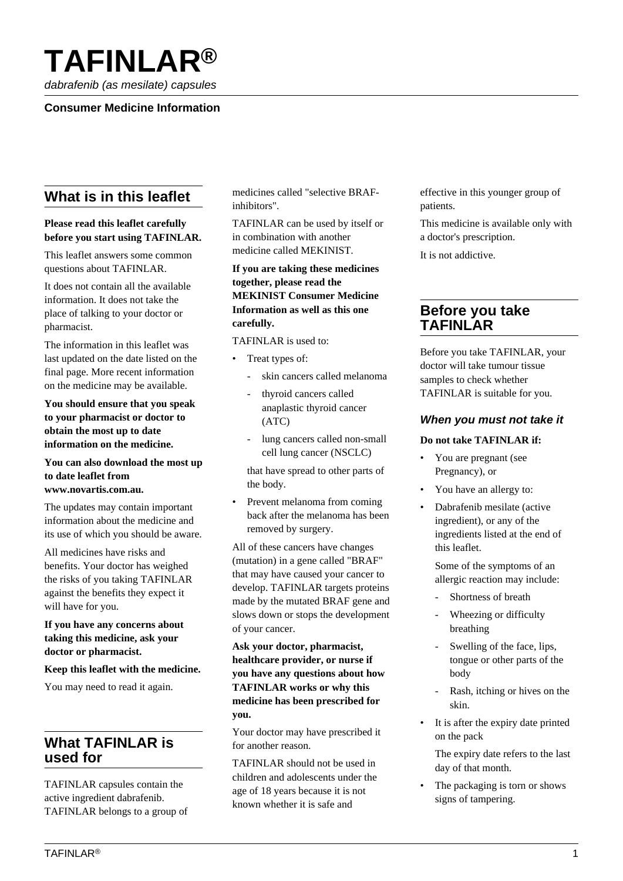# TAFINLAR®

*dabrafenib (as mesilate) capsules*

**Consumer Medicine Information**

## What is in this leaflet

**Please read this leaflet carefully before you start using TAFINLAR.**

This leaflet answers some common questions about TAFINLAR.

It does not contain all the available information. It does not take the place of talking to your doctor or pharmacist.

The information in this leaflet was last updated on the date listed on the final page. More recent information on the medicine may be available.

**You should ensure that you speak to your pharmacist or doctor to obtain the most up to date information on the medicine.**

**You can also download the most up to date leaflet from www.novartis.com.au.**

The updates may contain important information about the medicine and its use of which you should be aware.

All medicines have risks and benefits. Your doctor has weighed the risks of you taking TAFINLAR against the benefits they expect it will have for you.

**If you have any concerns about taking this medicine, ask your doctor or pharmacist.**

**Keep this leaflet with the medicine.**

You may need to read it again.

## What TAFINLAR is used for

TAFINLAR capsules contain the active ingredient dabrafenib. TAFINLAR belongs to a group of medicines called "selective BRAF-inhibitors".

TAFINLAR can be used by itself or in combination with another medicine called MEKINIST.

**If you are taking these medicines together, please read the MEKINIST Consumer Medicine Information as well as this one carefully.**

TAFINLAR is used to:

- Treat types of:
  - skin cancers called melanoma
  - thyroid cancers called anaplastic thyroid cancer (ATC)
  - lung cancers called non-small cell lung cancer (NSCLC)

  that have spread to other parts of the body.
- Prevent melanoma from coming back after the melanoma has been removed by surgery.

All of these cancers have changes (mutation) in a gene called "BRAF" that may have caused your cancer to develop. TAFINLAR targets proteins made by the mutated BRAF gene and slows down or stops the development of your cancer.

**Ask your doctor, pharmacist, healthcare provider, or nurse if you have any questions about how TAFINLAR works or why this medicine has been prescribed for you.**

Your doctor may have prescribed it for another reason.

TAFINLAR should not be used in children and adolescents under the age of 18 years because it is not known whether it is safe and effective in this younger group of patients.

This medicine is available only with a doctor's prescription.

It is not addictive.

## Before you take TAFINLAR

Before you take TAFINLAR, your doctor will take tumour tissue samples to check whether TAFINLAR is suitable for you.

### *When you must not take it*

**Do not take TAFINLAR if:**

- You are pregnant (see Pregnancy), or
- You have an allergy to:
- Dabrafenib mesilate (active ingredient), or any of the ingredients listed at the end of this leaflet.

  Some of the symptoms of an allergic reaction may include:
  - Shortness of breath
  - Wheezing or difficulty breathing
  - Swelling of the face, lips, tongue or other parts of the body
  - Rash, itching or hives on the skin.
- It is after the expiry date printed on the pack

  The expiry date refers to the last day of that month.
- The packaging is torn or shows signs of tampering.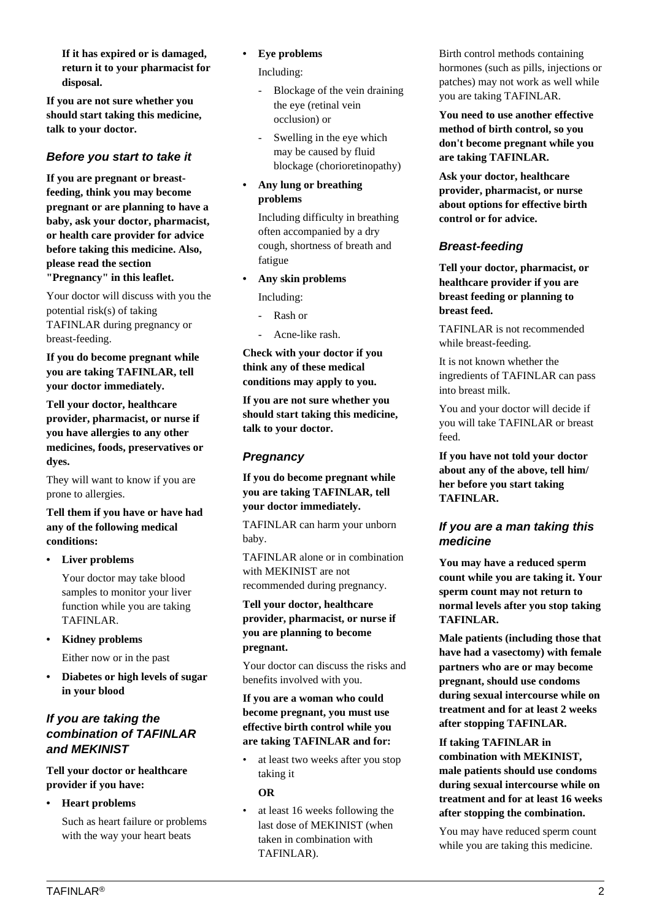**If it has expired or is damaged, return it to your pharmacist for disposal.**

**If you are not sure whether you should start taking this medicine, talk to your doctor.**

### *Before you start to take it*

**If you are pregnant or breast-feeding, think you may become pregnant or are planning to have a baby, ask your doctor, pharmacist, or health care provider for advice before taking this medicine. Also, please read the section "Pregnancy" in this leaflet.**

Your doctor will discuss with you the potential risk(s) of taking TAFINLAR during pregnancy or breast-feeding.

**If you do become pregnant while you are taking TAFINLAR, tell your doctor immediately.**

**Tell your doctor, healthcare provider, pharmacist, or nurse if you have allergies to any other medicines, foods, preservatives or dyes.**

They will want to know if you are prone to allergies.

**Tell them if you have or have had any of the following medical conditions:**

- **Liver problems**

  Your doctor may take blood samples to monitor your liver function while you are taking TAFINLAR.

- **Kidney problems**

  Either now or in the past

- **Diabetes or high levels of sugar in your blood**

### *If you are taking the combination of TAFINLAR and MEKINIST*

**Tell your doctor or healthcare provider if you have:**

- **Heart problems**

  Such as heart failure or problems with the way your heart beats

- **Eye problems**

  Including:

  - Blockage of the vein draining the eye (retinal vein occlusion) or
  - Swelling in the eye which may be caused by fluid blockage (chorioretinopathy)

- **Any lung or breathing problems**

  Including difficulty in breathing often accompanied by a dry cough, shortness of breath and fatigue

- **Any skin problems**

  Including:

  - Rash or
  - Acne-like rash.

**Check with your doctor if you think any of these medical conditions may apply to you.**

**If you are not sure whether you should start taking this medicine, talk to your doctor.**

### *Pregnancy*

**If you do become pregnant while you are taking TAFINLAR, tell your doctor immediately.**

TAFINLAR can harm your unborn baby.

TAFINLAR alone or in combination with MEKINIST are not recommended during pregnancy.

**Tell your doctor, healthcare provider, pharmacist, or nurse if you are planning to become pregnant.**

Your doctor can discuss the risks and benefits involved with you.

**If you are a woman who could become pregnant, you must use effective birth control while you are taking TAFINLAR and for:**

- at least two weeks after you stop taking it

  **OR**

- at least 16 weeks following the last dose of MEKINIST (when taken in combination with TAFINLAR).

Birth control methods containing hormones (such as pills, injections or patches) may not work as well while you are taking TAFINLAR.

**You need to use another effective method of birth control, so you don't become pregnant while you are taking TAFINLAR.**

**Ask your doctor, healthcare provider, pharmacist, or nurse about options for effective birth control or for advice.**

### *Breast-feeding*

**Tell your doctor, pharmacist, or healthcare provider if you are breast feeding or planning to breast feed.**

TAFINLAR is not recommended while breast-feeding.

It is not known whether the ingredients of TAFINLAR can pass into breast milk.

You and your doctor will decide if you will take TAFINLAR or breast feed.

**If you have not told your doctor about any of the above, tell him/ her before you start taking TAFINLAR.**

### *If you are a man taking this medicine*

**You may have a reduced sperm count while you are taking it. Your sperm count may not return to normal levels after you stop taking TAFINLAR.**

**Male patients (including those that have had a vasectomy) with female partners who are or may become pregnant, should use condoms during sexual intercourse while on treatment and for at least 2 weeks after stopping TAFINLAR.**

**If taking TAFINLAR in combination with MEKINIST, male patients should use condoms during sexual intercourse while on treatment and for at least 16 weeks after stopping the combination.**

You may have reduced sperm count while you are taking this medicine.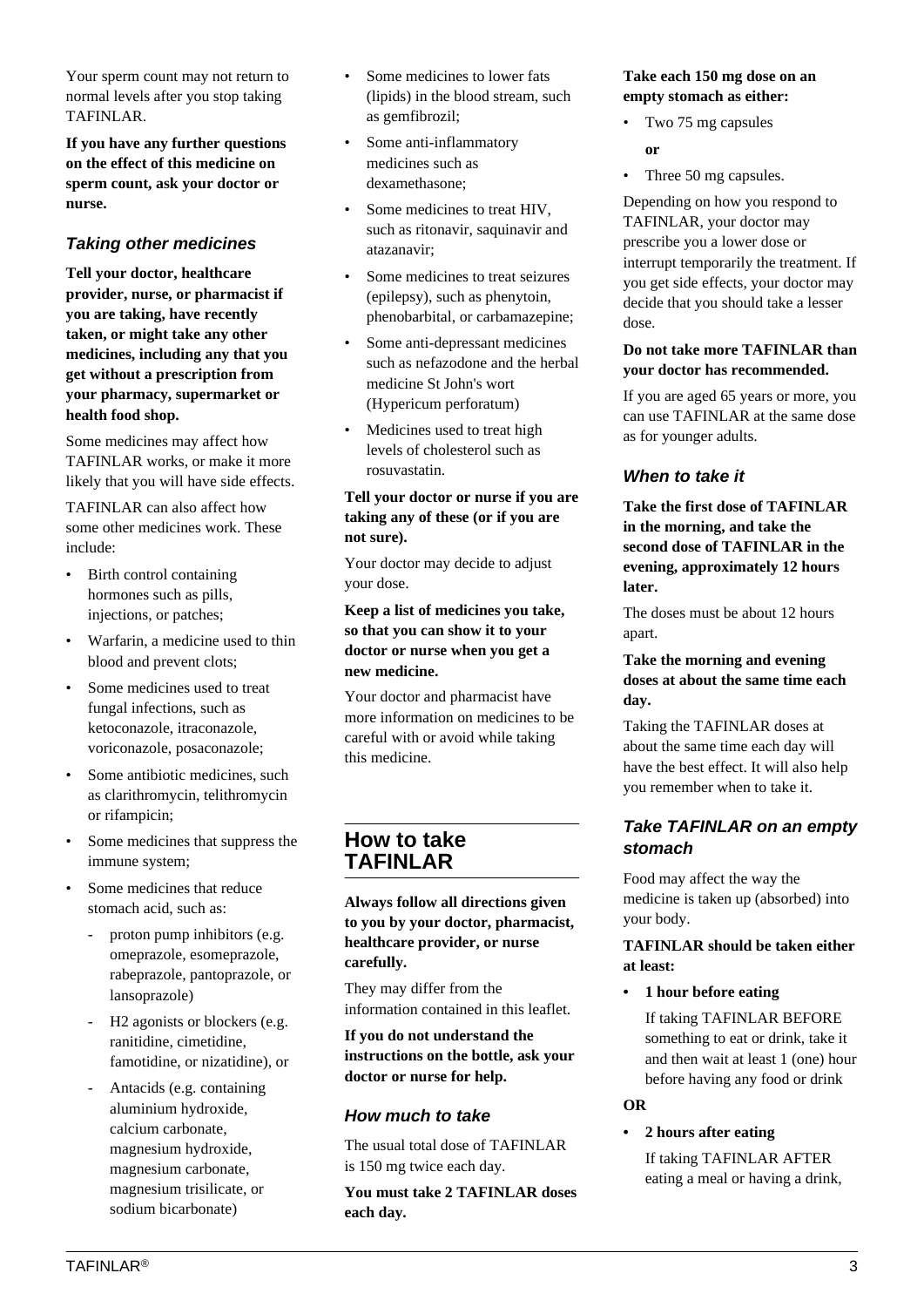Your sperm count may not return to normal levels after you stop taking TAFINLAR.

**If you have any further questions on the effect of this medicine on sperm count, ask your doctor or nurse.**

### *Taking other medicines*

**Tell your doctor, healthcare provider, nurse, or pharmacist if you are taking, have recently taken, or might take any other medicines, including any that you get without a prescription from your pharmacy, supermarket or health food shop.**

Some medicines may affect how TAFINLAR works, or make it more likely that you will have side effects.

TAFINLAR can also affect how some other medicines work. These include:

- Birth control containing hormones such as pills, injections, or patches;
- Warfarin, a medicine used to thin blood and prevent clots;
- Some medicines used to treat fungal infections, such as ketoconazole, itraconazole, voriconazole, posaconazole;
- Some antibiotic medicines, such as clarithromycin, telithromycin or rifampicin;
- Some medicines that suppress the immune system;
- Some medicines that reduce stomach acid, such as:
  - proton pump inhibitors (e.g. omeprazole, esomeprazole, rabeprazole, pantoprazole, or lansoprazole)
  - H2 agonists or blockers (e.g. ranitidine, cimetidine, famotidine, or nizatidine), or
  - Antacids (e.g. containing aluminium hydroxide, calcium carbonate, magnesium hydroxide, magnesium carbonate, magnesium trisilicate, or sodium bicarbonate)
- Some medicines to lower fats (lipids) in the blood stream, such as gemfibrozil;
- Some anti-inflammatory medicines such as dexamethasone;
- Some medicines to treat HIV, such as ritonavir, saquinavir and atazanavir;
- Some medicines to treat seizures (epilepsy), such as phenytoin, phenobarbital, or carbamazepine;
- Some anti-depressant medicines such as nefazodone and the herbal medicine St John's wort (Hypericum perforatum)
- Medicines used to treat high levels of cholesterol such as rosuvastatin.

**Tell your doctor or nurse if you are taking any of these (or if you are not sure).**

Your doctor may decide to adjust your dose.

**Keep a list of medicines you take, so that you can show it to your doctor or nurse when you get a new medicine.**

Your doctor and pharmacist have more information on medicines to be careful with or avoid while taking this medicine.

## How to take TAFINLAR

**Always follow all directions given to you by your doctor, pharmacist, healthcare provider, or nurse carefully.**

They may differ from the information contained in this leaflet.

**If you do not understand the instructions on the bottle, ask your doctor or nurse for help.**

### *How much to take*

The usual total dose of TAFINLAR is 150 mg twice each day.

**You must take 2 TAFINLAR doses each day.**

**Take each 150 mg dose on an empty stomach as either:**

- Two 75 mg capsules

  **or**

- Three 50 mg capsules.

Depending on how you respond to TAFINLAR, your doctor may prescribe you a lower dose or interrupt temporarily the treatment. If you get side effects, your doctor may decide that you should take a lesser dose.

**Do not take more TAFINLAR than your doctor has recommended.**

If you are aged 65 years or more, you can use TAFINLAR at the same dose as for younger adults.

### *When to take it*

**Take the first dose of TAFINLAR in the morning, and take the second dose of TAFINLAR in the evening, approximately 12 hours later.**

The doses must be about 12 hours apart.

**Take the morning and evening doses at about the same time each day.**

Taking the TAFINLAR doses at about the same time each day will have the best effect. It will also help you remember when to take it.

### *Take TAFINLAR on an empty stomach*

Food may affect the way the medicine is taken up (absorbed) into your body.

**TAFINLAR should be taken either at least:**

- **1 hour before eating**

  If taking TAFINLAR BEFORE something to eat or drink, take it and then wait at least 1 (one) hour before having any food or drink

**OR**

- **2 hours after eating**

  If taking TAFINLAR AFTER eating a meal or having a drink,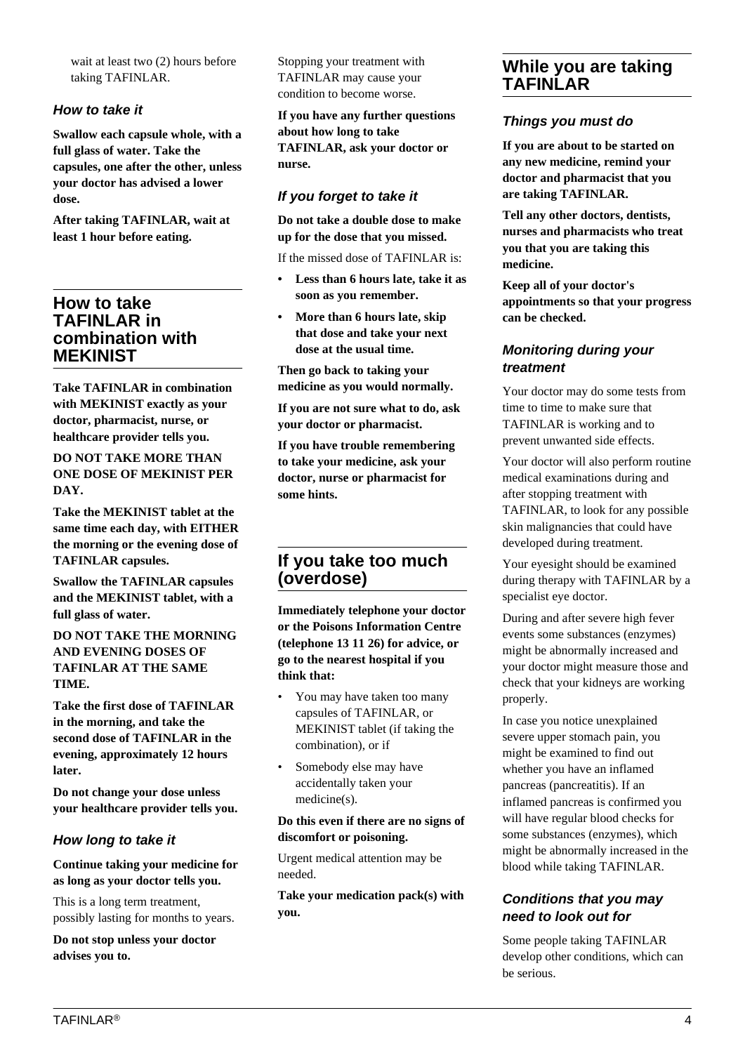wait at least two (2) hours before taking TAFINLAR.

### *How to take it*

**Swallow each capsule whole, with a full glass of water. Take the capsules, one after the other, unless your doctor has advised a lower dose.**

**After taking TAFINLAR, wait at least 1 hour before eating.**

## How to take TAFINLAR in combination with MEKINIST

**Take TAFINLAR in combination with MEKINIST exactly as your doctor, pharmacist, nurse, or healthcare provider tells you.**

**DO NOT TAKE MORE THAN ONE DOSE OF MEKINIST PER DAY.**

**Take the MEKINIST tablet at the same time each day, with EITHER the morning or the evening dose of TAFINLAR capsules.**

**Swallow the TAFINLAR capsules and the MEKINIST tablet, with a full glass of water.**

**DO NOT TAKE THE MORNING AND EVENING DOSES OF TAFINLAR AT THE SAME TIME.**

**Take the first dose of TAFINLAR in the morning, and take the second dose of TAFINLAR in the evening, approximately 12 hours later.**

**Do not change your dose unless your healthcare provider tells you.**

### *How long to take it*

**Continue taking your medicine for as long as your doctor tells you.**

This is a long term treatment, possibly lasting for months to years.

**Do not stop unless your doctor advises you to.**

Stopping your treatment with TAFINLAR may cause your condition to become worse.

**If you have any further questions about how long to take TAFINLAR, ask your doctor or nurse.**

### *If you forget to take it*

**Do not take a double dose to make up for the dose that you missed.**

If the missed dose of TAFINLAR is:

- **Less than 6 hours late, take it as soon as you remember.**
- **More than 6 hours late, skip that dose and take your next dose at the usual time.**

**Then go back to taking your medicine as you would normally.**

**If you are not sure what to do, ask your doctor or pharmacist.**

**If you have trouble remembering to take your medicine, ask your doctor, nurse or pharmacist for some hints.**

## If you take too much (overdose)

**Immediately telephone your doctor or the Poisons Information Centre (telephone 13 11 26) for advice, or go to the nearest hospital if you think that:**

- You may have taken too many capsules of TAFINLAR, or MEKINIST tablet (if taking the combination), or if
- Somebody else may have accidentally taken your medicine(s).

**Do this even if there are no signs of discomfort or poisoning.**

Urgent medical attention may be needed.

**Take your medication pack(s) with you.**

## While you are taking TAFINLAR

### *Things you must do*

**If you are about to be started on any new medicine, remind your doctor and pharmacist that you are taking TAFINLAR.**

**Tell any other doctors, dentists, nurses and pharmacists who treat you that you are taking this medicine.**

**Keep all of your doctor's appointments so that your progress can be checked.**

### *Monitoring during your treatment*

Your doctor may do some tests from time to time to make sure that TAFINLAR is working and to prevent unwanted side effects.

Your doctor will also perform routine medical examinations during and after stopping treatment with TAFINLAR, to look for any possible skin malignancies that could have developed during treatment.

Your eyesight should be examined during therapy with TAFINLAR by a specialist eye doctor.

During and after severe high fever events some substances (enzymes) might be abnormally increased and your doctor might measure those and check that your kidneys are working properly.

In case you notice unexplained severe upper stomach pain, you might be examined to find out whether you have an inflamed pancreas (pancreatitis). If an inflamed pancreas is confirmed you will have regular blood checks for some substances (enzymes), which might be abnormally increased in the blood while taking TAFINLAR.

### *Conditions that you may need to look out for*

Some people taking TAFINLAR develop other conditions, which can be serious.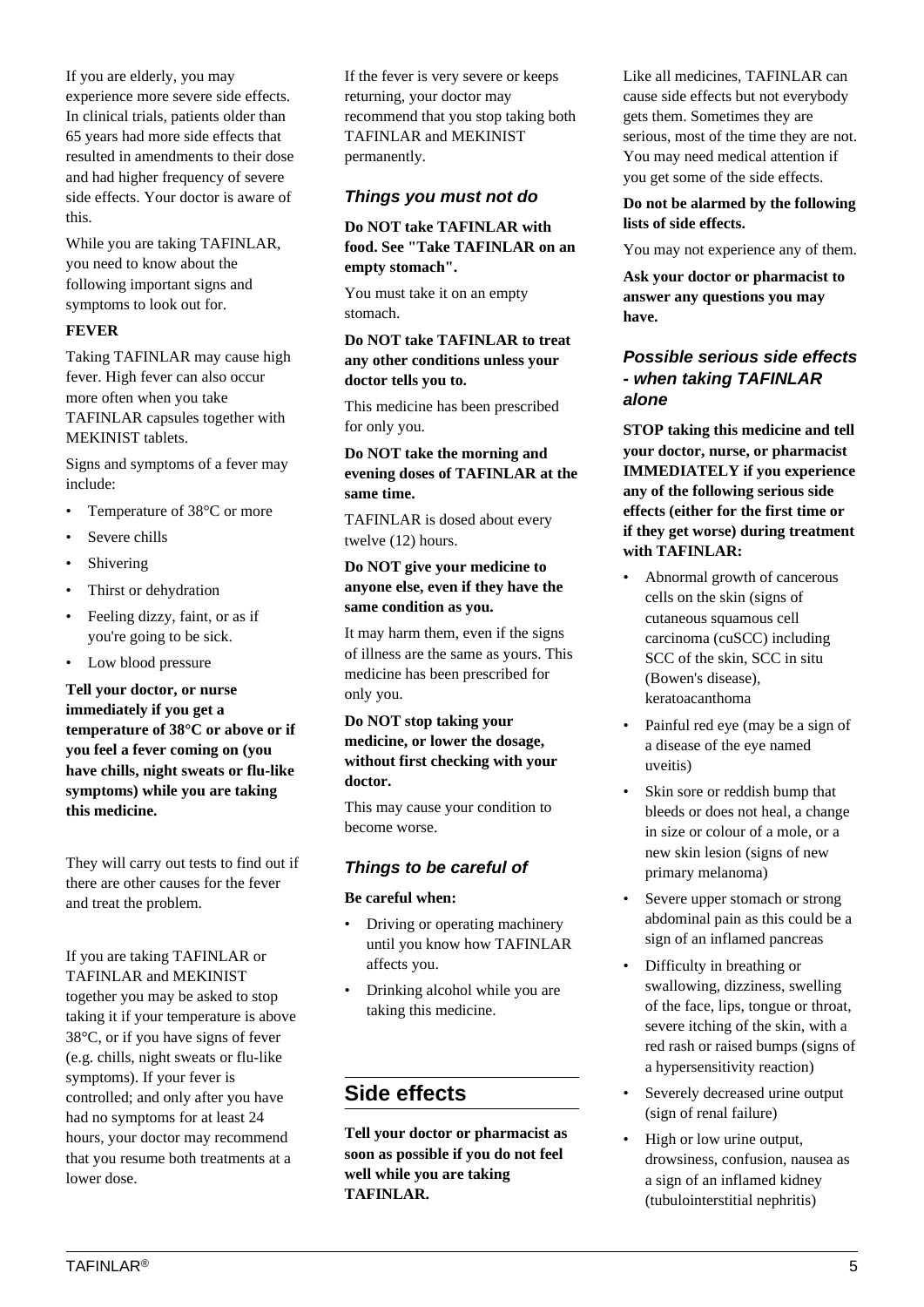If you are elderly, you may experience more severe side effects. In clinical trials, patients older than 65 years had more side effects that resulted in amendments to their dose and had higher frequency of severe side effects. Your doctor is aware of this.

While you are taking TAFINLAR, you need to know about the following important signs and symptoms to look out for.

**FEVER**

Taking TAFINLAR may cause high fever. High fever can also occur more often when you take TAFINLAR capsules together with MEKINIST tablets.

Signs and symptoms of a fever may include:

- Temperature of 38°C or more
- Severe chills
- Shivering
- Thirst or dehydration
- Feeling dizzy, faint, or as if you're going to be sick.
- Low blood pressure

**Tell your doctor, or nurse immediately if you get a temperature of 38°C or above or if you feel a fever coming on (you have chills, night sweats or flu-like symptoms) while you are taking this medicine.**

They will carry out tests to find out if there are other causes for the fever and treat the problem.

If you are taking TAFINLAR or TAFINLAR and MEKINIST together you may be asked to stop taking it if your temperature is above 38°C, or if you have signs of fever (e.g. chills, night sweats or flu-like symptoms). If your fever is controlled; and only after you have had no symptoms for at least 24 hours, your doctor may recommend that you resume both treatments at a lower dose.

If the fever is very severe or keeps returning, your doctor may recommend that you stop taking both TAFINLAR and MEKINIST permanently.

### *Things you must not do*

**Do NOT take TAFINLAR with food. See "Take TAFINLAR on an empty stomach".**

You must take it on an empty stomach.

**Do NOT take TAFINLAR to treat any other conditions unless your doctor tells you to.**

This medicine has been prescribed for only you.

**Do NOT take the morning and evening doses of TAFINLAR at the same time.**

TAFINLAR is dosed about every twelve (12) hours.

**Do NOT give your medicine to anyone else, even if they have the same condition as you.**

It may harm them, even if the signs of illness are the same as yours. This medicine has been prescribed for only you.

**Do NOT stop taking your medicine, or lower the dosage, without first checking with your doctor.**

This may cause your condition to become worse.

### *Things to be careful of*

**Be careful when:**

- Driving or operating machinery until you know how TAFINLAR affects you.
- Drinking alcohol while you are taking this medicine.

## Side effects

**Tell your doctor or pharmacist as soon as possible if you do not feel well while you are taking TAFINLAR.**

Like all medicines, TAFINLAR can cause side effects but not everybody gets them. Sometimes they are serious, most of the time they are not. You may need medical attention if you get some of the side effects.

**Do not be alarmed by the following lists of side effects.**

You may not experience any of them.

**Ask your doctor or pharmacist to answer any questions you may have.**

### *Possible serious side effects - when taking TAFINLAR alone*

**STOP taking this medicine and tell your doctor, nurse, or pharmacist IMMEDIATELY if you experience any of the following serious side effects (either for the first time or if they get worse) during treatment with TAFINLAR:**

- Abnormal growth of cancerous cells on the skin (signs of cutaneous squamous cell carcinoma (cuSCC) including SCC of the skin, SCC in situ (Bowen's disease), keratoacanthoma
- Painful red eye (may be a sign of a disease of the eye named uveitis)
- Skin sore or reddish bump that bleeds or does not heal, a change in size or colour of a mole, or a new skin lesion (signs of new primary melanoma)
- Severe upper stomach or strong abdominal pain as this could be a sign of an inflamed pancreas
- Difficulty in breathing or swallowing, dizziness, swelling of the face, lips, tongue or throat, severe itching of the skin, with a red rash or raised bumps (signs of a hypersensitivity reaction)
- Severely decreased urine output (sign of renal failure)
- High or low urine output, drowsiness, confusion, nausea as a sign of an inflamed kidney (tubulointerstitial nephritis)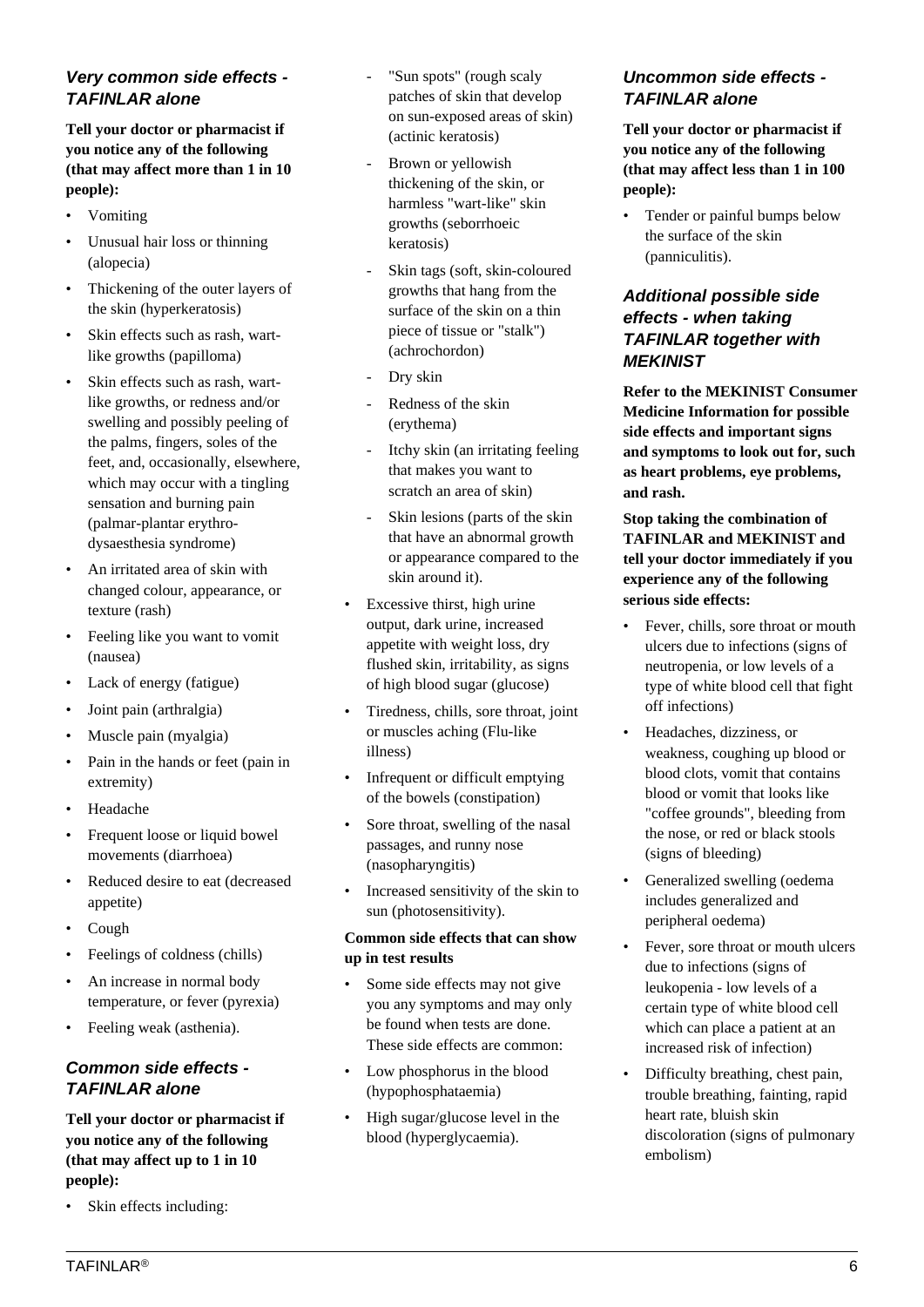### Very common side effects - TAFINLAR alone

**Tell your doctor or pharmacist if you notice any of the following (that may affect more than 1 in 10 people):**

- Vomiting
- Unusual hair loss or thinning (alopecia)
- Thickening of the outer layers of the skin (hyperkeratosis)
- Skin effects such as rash, wart-like growths (papilloma)
- Skin effects such as rash, wart-like growths, or redness and/or swelling and possibly peeling of the palms, fingers, soles of the feet, and, occasionally, elsewhere, which may occur with a tingling sensation and burning pain (palmar-plantar erythro-dysaesthesia syndrome)
- An irritated area of skin with changed colour, appearance, or texture (rash)
- Feeling like you want to vomit (nausea)
- Lack of energy (fatigue)
- Joint pain (arthralgia)
- Muscle pain (myalgia)
- Pain in the hands or feet (pain in extremity)
- Headache
- Frequent loose or liquid bowel movements (diarrhoea)
- Reduced desire to eat (decreased appetite)
- Cough
- Feelings of coldness (chills)
- An increase in normal body temperature, or fever (pyrexia)
- Feeling weak (asthenia).

### Common side effects - TAFINLAR alone

**Tell your doctor or pharmacist if you notice any of the following (that may affect up to 1 in 10 people):**

- Skin effects including:
  - "Sun spots" (rough scaly patches of skin that develop on sun-exposed areas of skin) (actinic keratosis)
  - Brown or yellowish thickening of the skin, or harmless "wart-like" skin growths (seborrhoeic keratosis)
  - Skin tags (soft, skin-coloured growths that hang from the surface of the skin on a thin piece of tissue or "stalk") (achrochordon)
  - Dry skin
  - Redness of the skin (erythema)
  - Itchy skin (an irritating feeling that makes you want to scratch an area of skin)
  - Skin lesions (parts of the skin that have an abnormal growth or appearance compared to the skin around it).
- Excessive thirst, high urine output, dark urine, increased appetite with weight loss, dry flushed skin, irritability, as signs of high blood sugar (glucose)
- Tiredness, chills, sore throat, joint or muscles aching (Flu-like illness)
- Infrequent or difficult emptying of the bowels (constipation)
- Sore throat, swelling of the nasal passages, and runny nose (nasopharyngitis)
- Increased sensitivity of the skin to sun (photosensitivity).

**Common side effects that can show up in test results**

- Some side effects may not give you any symptoms and may only be found when tests are done. These side effects are common:
- Low phosphorus in the blood (hypophosphataemia)
- High sugar/glucose level in the blood (hyperglycaemia).

### Uncommon side effects - TAFINLAR alone

**Tell your doctor or pharmacist if you notice any of the following (that may affect less than 1 in 100 people):**

- Tender or painful bumps below the surface of the skin (panniculitis).

### Additional possible side effects - when taking TAFINLAR together with MEKINIST

**Refer to the MEKINIST Consumer Medicine Information for possible side effects and important signs and symptoms to look out for, such as heart problems, eye problems, and rash.**

**Stop taking the combination of TAFINLAR and MEKINIST and tell your doctor immediately if you experience any of the following serious side effects:**

- Fever, chills, sore throat or mouth ulcers due to infections (signs of neutropenia, or low levels of a type of white blood cell that fight off infections)
- Headaches, dizziness, or weakness, coughing up blood or blood clots, vomit that contains blood or vomit that looks like "coffee grounds", bleeding from the nose, or red or black stools (signs of bleeding)
- Generalized swelling (oedema includes generalized and peripheral oedema)
- Fever, sore throat or mouth ulcers due to infections (signs of leukopenia - low levels of a certain type of white blood cell which can place a patient at an increased risk of infection)
- Difficulty breathing, chest pain, trouble breathing, fainting, rapid heart rate, bluish skin discoloration (signs of pulmonary embolism)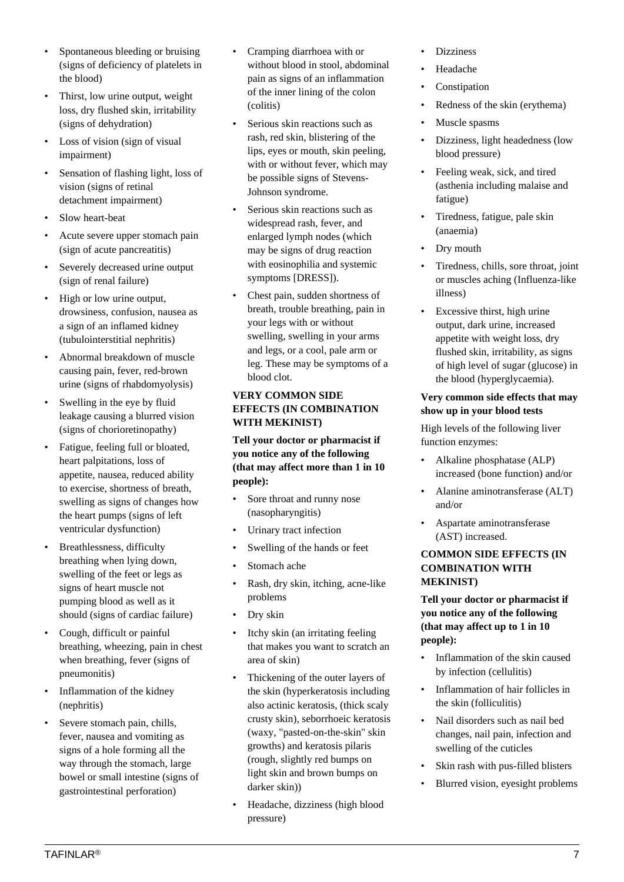- Spontaneous bleeding or bruising (signs of deficiency of platelets in the blood)
- Thirst, low urine output, weight loss, dry flushed skin, irritability (signs of dehydration)
- Loss of vision (sign of visual impairment)
- Sensation of flashing light, loss of vision (signs of retinal detachment impairment)
- Slow heart-beat
- Acute severe upper stomach pain (sign of acute pancreatitis)
- Severely decreased urine output (sign of renal failure)
- High or low urine output, drowsiness, confusion, nausea as a sign of an inflamed kidney (tubulointerstitial nephritis)
- Abnormal breakdown of muscle causing pain, fever, red-brown urine (signs of rhabdomyolysis)
- Swelling in the eye by fluid leakage causing a blurred vision (signs of chorioretinopathy)
- Fatigue, feeling full or bloated, heart palpitations, loss of appetite, nausea, reduced ability to exercise, shortness of breath, swelling as signs of changes how the heart pumps (signs of left ventricular dysfunction)
- Breathlessness, difficulty breathing when lying down, swelling of the feet or legs as signs of heart muscle not pumping blood as well as it should (signs of cardiac failure)
- Cough, difficult or painful breathing, wheezing, pain in chest when breathing, fever (signs of pneumonitis)
- Inflammation of the kidney (nephritis)
- Severe stomach pain, chills, fever, nausea and vomiting as signs of a hole forming all the way through the stomach, large bowel or small intestine (signs of gastrointestinal perforation)
- Cramping diarrhoea with or without blood in stool, abdominal pain as signs of an inflammation of the inner lining of the colon (colitis)
- Serious skin reactions such as rash, red skin, blistering of the lips, eyes or mouth, skin peeling, with or without fever, which may be possible signs of Stevens-Johnson syndrome.
- Serious skin reactions such as widespread rash, fever, and enlarged lymph nodes (which may be signs of drug reaction with eosinophilia and systemic symptoms [DRESS]).
- Chest pain, sudden shortness of breath, trouble breathing, pain in your legs with or without swelling, swelling in your arms and legs, or a cool, pale arm or leg. These may be symptoms of a blood clot.

**VERY COMMON SIDE EFFECTS (IN COMBINATION WITH MEKINIST)**

**Tell your doctor or pharmacist if you notice any of the following (that may affect more than 1 in 10 people):**

- Sore throat and runny nose (nasopharyngitis)
- Urinary tract infection
- Swelling of the hands or feet
- Stomach ache
- Rash, dry skin, itching, acne-like problems
- Dry skin
- Itchy skin (an irritating feeling that makes you want to scratch an area of skin)
- Thickening of the outer layers of the skin (hyperkeratosis including also actinic keratosis, (thick scaly crusty skin), seborrhoeic keratosis (waxy, "pasted-on-the-skin" skin growths) and keratosis pilaris (rough, slightly red bumps on light skin and brown bumps on darker skin))
- Headache, dizziness (high blood pressure)
- Dizziness
- Headache
- Constipation
- Redness of the skin (erythema)
- Muscle spasms
- Dizziness, light headedness (low blood pressure)
- Feeling weak, sick, and tired (asthenia including malaise and fatigue)
- Tiredness, fatigue, pale skin (anaemia)
- Dry mouth
- Tiredness, chills, sore throat, joint or muscles aching (Influenza-like illness)
- Excessive thirst, high urine output, dark urine, increased appetite with weight loss, dry flushed skin, irritability, as signs of high level of sugar (glucose) in the blood (hyperglycaemia).

**Very common side effects that may show up in your blood tests**

High levels of the following liver function enzymes:

- Alkaline phosphatase (ALP) increased (bone function) and/or
- Alanine aminotransferase (ALT) and/or
- Aspartate aminotransferase (AST) increased.

**COMMON SIDE EFFECTS (IN COMBINATION WITH MEKINIST)**

**Tell your doctor or pharmacist if you notice any of the following (that may affect up to 1 in 10 people):**

- Inflammation of the skin caused by infection (cellulitis)
- Inflammation of hair follicles in the skin (folliculitis)
- Nail disorders such as nail bed changes, nail pain, infection and swelling of the cuticles
- Skin rash with pus-filled blisters
- Blurred vision, eyesight problems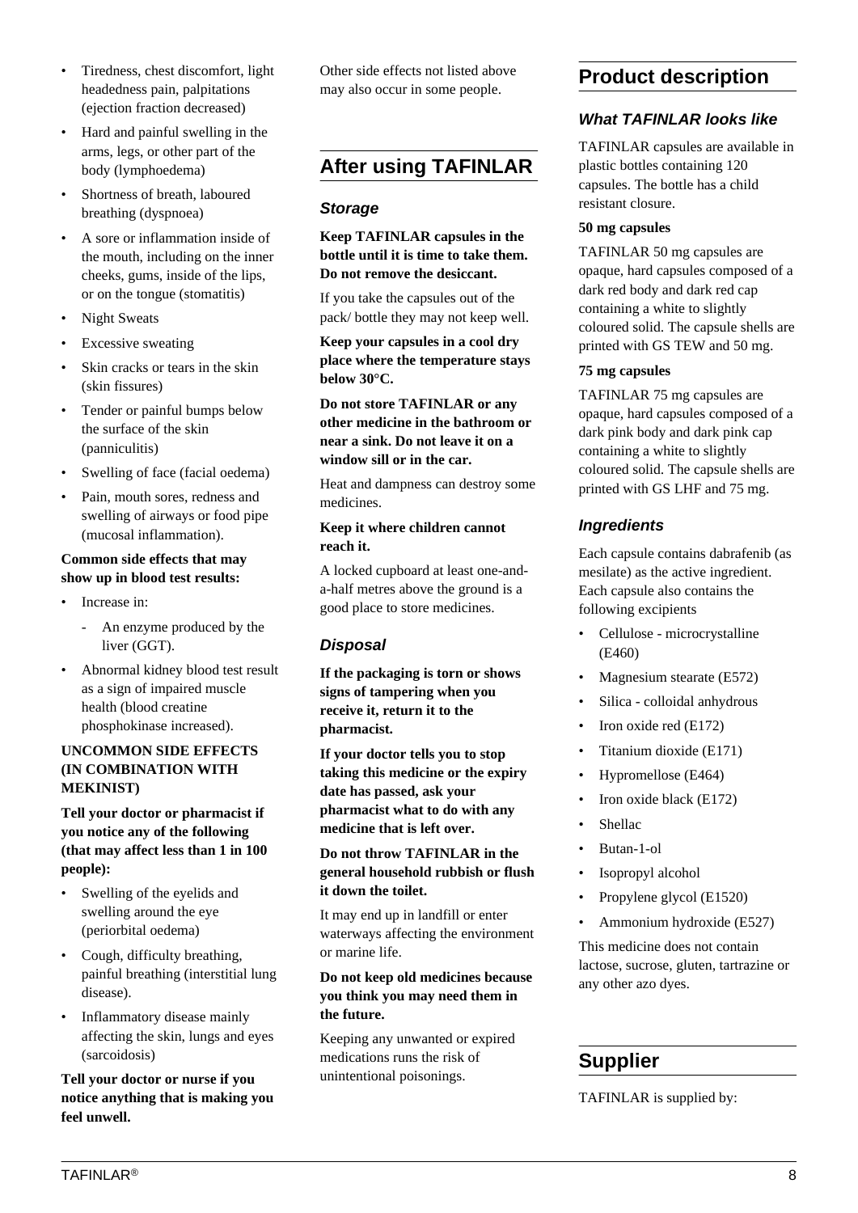- Tiredness, chest discomfort, light headedness pain, palpitations (ejection fraction decreased)
- Hard and painful swelling in the arms, legs, or other part of the body (lymphoedema)
- Shortness of breath, laboured breathing (dyspnoea)
- A sore or inflammation inside of the mouth, including on the inner cheeks, gums, inside of the lips, or on the tongue (stomatitis)
- Night Sweats
- Excessive sweating
- Skin cracks or tears in the skin (skin fissures)
- Tender or painful bumps below the surface of the skin (panniculitis)
- Swelling of face (facial oedema)
- Pain, mouth sores, redness and swelling of airways or food pipe (mucosal inflammation).

**Common side effects that may show up in blood test results:**

- Increase in:
  - An enzyme produced by the liver (GGT).
- Abnormal kidney blood test result as a sign of impaired muscle health (blood creatine phosphokinase increased).

**UNCOMMON SIDE EFFECTS (IN COMBINATION WITH MEKINIST)**

**Tell your doctor or pharmacist if you notice any of the following (that may affect less than 1 in 100 people):**

- Swelling of the eyelids and swelling around the eye (periorbital oedema)
- Cough, difficulty breathing, painful breathing (interstitial lung disease).
- Inflammatory disease mainly affecting the skin, lungs and eyes (sarcoidosis)

**Tell your doctor or nurse if you notice anything that is making you feel unwell.**

Other side effects not listed above may also occur in some people.

## After using TAFINLAR

### *Storage*

**Keep TAFINLAR capsules in the bottle until it is time to take them. Do not remove the desiccant.**

If you take the capsules out of the pack/ bottle they may not keep well.

**Keep your capsules in a cool dry place where the temperature stays below 30°C.**

**Do not store TAFINLAR or any other medicine in the bathroom or near a sink. Do not leave it on a window sill or in the car.**

Heat and dampness can destroy some medicines.

**Keep it where children cannot reach it.**

A locked cupboard at least one-and-a-half metres above the ground is a good place to store medicines.

### *Disposal*

**If the packaging is torn or shows signs of tampering when you receive it, return it to the pharmacist.**

**If your doctor tells you to stop taking this medicine or the expiry date has passed, ask your pharmacist what to do with any medicine that is left over.**

**Do not throw TAFINLAR in the general household rubbish or flush it down the toilet.**

It may end up in landfill or enter waterways affecting the environment or marine life.

**Do not keep old medicines because you think you may need them in the future.**

Keeping any unwanted or expired medications runs the risk of unintentional poisonings.

## Product description

### *What TAFINLAR looks like*

TAFINLAR capsules are available in plastic bottles containing 120 capsules. The bottle has a child resistant closure.

**50 mg capsules**

TAFINLAR 50 mg capsules are opaque, hard capsules composed of a dark red body and dark red cap containing a white to slightly coloured solid. The capsule shells are printed with GS TEW and 50 mg.

**75 mg capsules**

TAFINLAR 75 mg capsules are opaque, hard capsules composed of a dark pink body and dark pink cap containing a white to slightly coloured solid. The capsule shells are printed with GS LHF and 75 mg.

### *Ingredients*

Each capsule contains dabrafenib (as mesilate) as the active ingredient. Each capsule also contains the following excipients

- Cellulose - microcrystalline (E460)
- Magnesium stearate (E572)
- Silica - colloidal anhydrous
- Iron oxide red (E172)
- Titanium dioxide (E171)
- Hypromellose (E464)
- Iron oxide black (E172)
- Shellac
- Butan-1-ol
- Isopropyl alcohol
- Propylene glycol (E1520)
- Ammonium hydroxide (E527)

This medicine does not contain lactose, sucrose, gluten, tartrazine or any other azo dyes.

## Supplier

TAFINLAR is supplied by: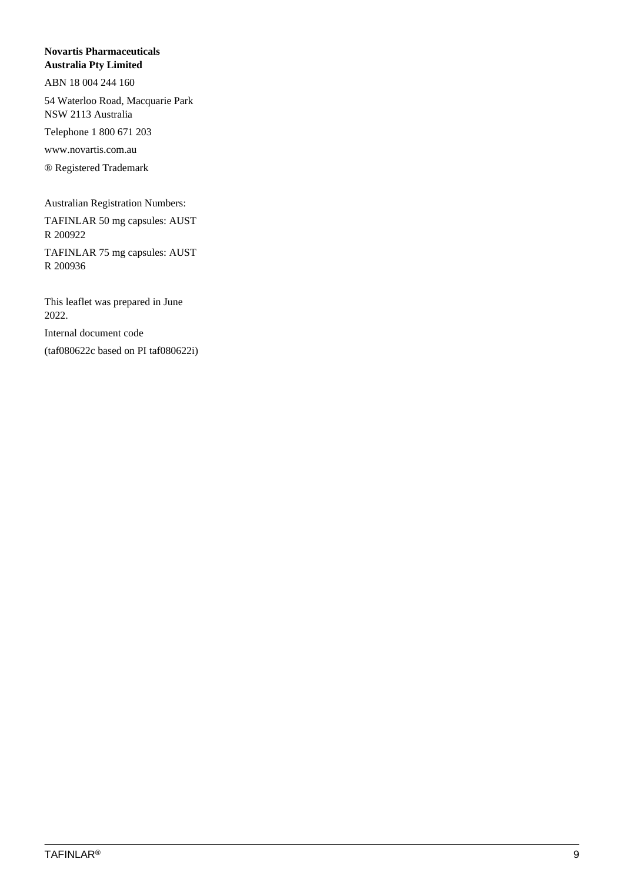**Novartis Pharmaceuticals Australia Pty Limited**

ABN 18 004 244 160

54 Waterloo Road, Macquarie Park NSW 2113 Australia

Telephone 1 800 671 203

www.novartis.com.au

® Registered Trademark

Australian Registration Numbers:

TAFINLAR 50 mg capsules: AUST R 200922

TAFINLAR 75 mg capsules: AUST R 200936

This leaflet was prepared in June 2022.

Internal document code

(taf080622c based on PI taf080622i)